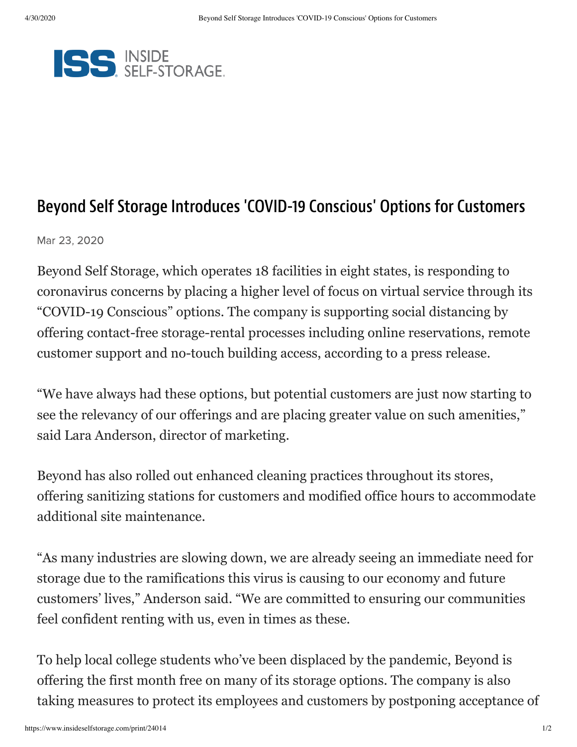INSIDE SELF-STORAGE

# Beyond Self Storage Introduces 'COVID-19 Conscious' Options for Customers

Mar 23, 2020

Beyond Self Storage, which operates 18 facilities in eight states, is responding to coronavirus concerns by placing a higher level of focus on virtual service through its "COVID-19 Conscious" options. The company is supporting social distancing by offering contact-free storage-rental processes including online reservations, remote customer support and no-touch building access, according to a press release.

"We have always had these options, but potential customers are just now starting to see the relevancy of our offerings and are placing greater value on such amenities," said Lara Anderson, director of marketing.

Beyond has also rolled out enhanced cleaning practices throughout its stores, offering sanitizing stations for customers and modified office hours to accommodate additional site maintenance.

"As many industries are slowing down, we are already seeing an immediate need for storage due to the ramifications this virus is causing to our economy and future customers' lives," Anderson said. "We are committed to ensuring our communities feel confident renting with us, even in times as these.

To help local college students who've been displaced by the pandemic, Beyond is offering the first month free on many of its storage options. The company is also taking measures to protect its employees and customers by postponing acceptance of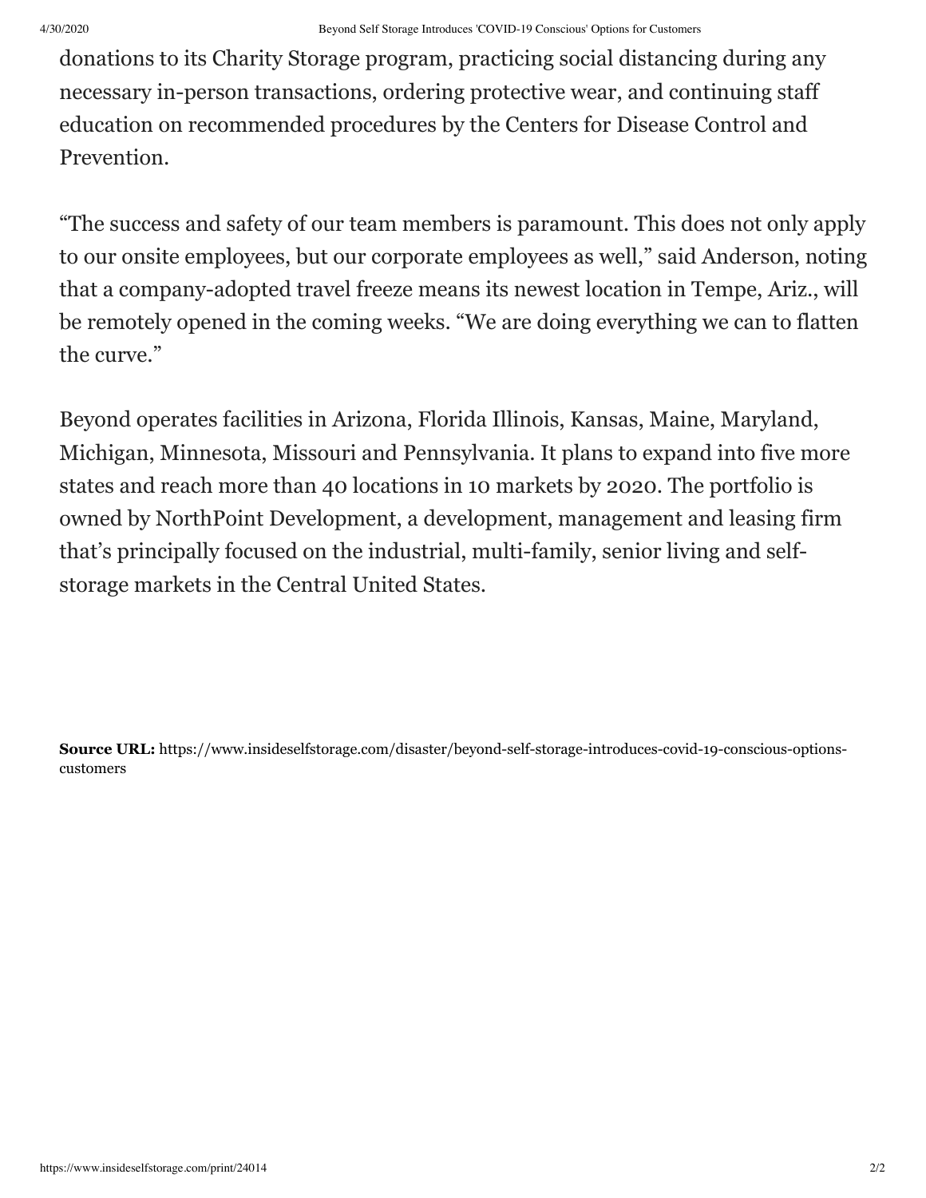donations to its Charity Storage program, practicing social distancing during any necessary in-person transactions, ordering protective wear, and continuing staff education on recommended procedures by the Centers for Disease Control and Prevention.

“The success and safety of our team members is paramount. This does not only apply to our onsite employees, but our corporate employees as well,” said Anderson, noting that a company-adopted travel freeze means its newest location in Tempe, Ariz., will be remotely opened in the coming weeks. “We are doing everything we can to flatten the curve.”

Beyond operates facilities in Arizona, Florida Illinois, Kansas, Maine, Maryland, Michigan, Minnesota, Missouri and Pennsylvania. It plans to expand into five more states and reach more than 40 locations in 10 markets by 2020. The portfolio is owned by NorthPoint Development, a development, management and leasing firm that’s principally focused on the industrial, multi-family, senior living and self-storage markets in the Central United States.

**Source URL:** https://www.insideselfstorage.com/disaster/beyond-self-storage-introduces-covid-19-conscious-options-customers